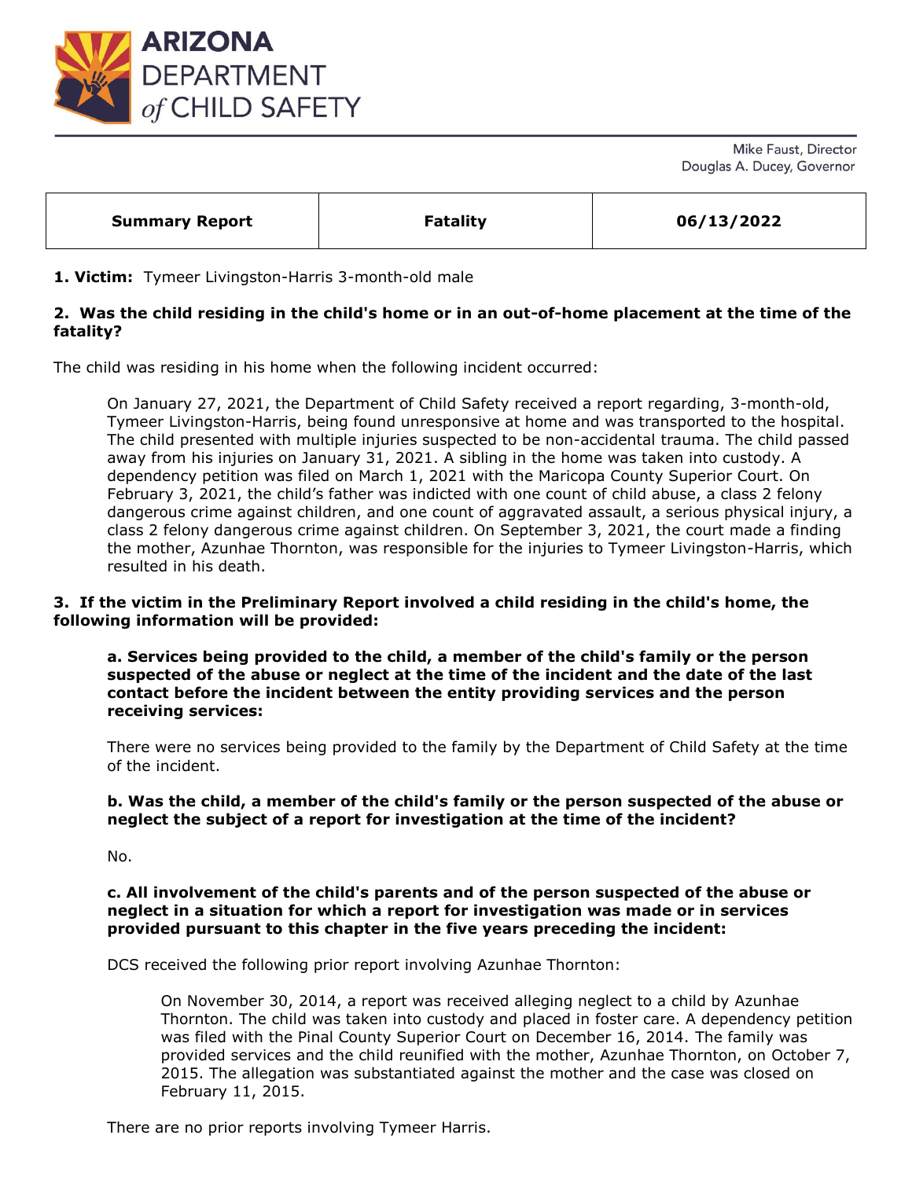# ARIZONA DEPARTMENT *of* CHILD SAFETY

Mike Faust, Director
Douglas A. Ducey, Governor

| **Summary Report** | **Fatality** | **06/13/2022** |
|---|---|---|

**1. Victim:** Tymeer Livingston-Harris 3-month-old male

**2. Was the child residing in the child's home or in an out-of-home placement at the time of the fatality?**

The child was residing in his home when the following incident occurred:

> On January 27, 2021, the Department of Child Safety received a report regarding, 3-month-old, Tymeer Livingston-Harris, being found unresponsive at home and was transported to the hospital. The child presented with multiple injuries suspected to be non-accidental trauma. The child passed away from his injuries on January 31, 2021. A sibling in the home was taken into custody. A dependency petition was filed on March 1, 2021 with the Maricopa County Superior Court. On February 3, 2021, the child's father was indicted with one count of child abuse, a class 2 felony dangerous crime against children, and one count of aggravated assault, a serious physical injury, a class 2 felony dangerous crime against children. On September 3, 2021, the court made a finding the mother, Azunhae Thornton, was responsible for the injuries to Tymeer Livingston-Harris, which resulted in his death.

**3. If the victim in the Preliminary Report involved a child residing in the child's home, the following information will be provided:**

**a. Services being provided to the child, a member of the child's family or the person suspected of the abuse or neglect at the time of the incident and the date of the last contact before the incident between the entity providing services and the person receiving services:**

There were no services being provided to the family by the Department of Child Safety at the time of the incident.

**b. Was the child, a member of the child's family or the person suspected of the abuse or neglect the subject of a report for investigation at the time of the incident?**

No.

**c. All involvement of the child's parents and of the person suspected of the abuse or neglect in a situation for which a report for investigation was made or in services provided pursuant to this chapter in the five years preceding the incident:**

DCS received the following prior report involving Azunhae Thornton:

> On November 30, 2014, a report was received alleging neglect to a child by Azunhae Thornton. The child was taken into custody and placed in foster care. A dependency petition was filed with the Pinal County Superior Court on December 16, 2014. The family was provided services and the child reunified with the mother, Azunhae Thornton, on October 7, 2015. The allegation was substantiated against the mother and the case was closed on February 11, 2015.

There are no prior reports involving Tymeer Harris.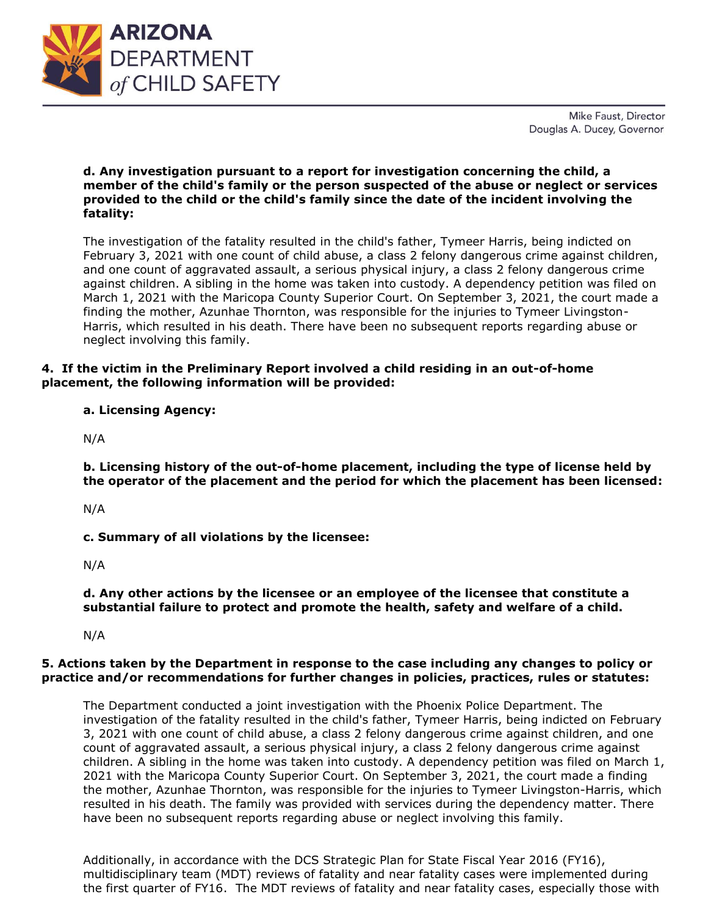**d. Any investigation pursuant to a report for investigation concerning the child, a member of the child's family or the person suspected of the abuse or neglect or services provided to the child or the child's family since the date of the incident involving the fatality:**

The investigation of the fatality resulted in the child's father, Tymeer Harris, being indicted on February 3, 2021 with one count of child abuse, a class 2 felony dangerous crime against children, and one count of aggravated assault, a serious physical injury, a class 2 felony dangerous crime against children. A sibling in the home was taken into custody. A dependency petition was filed on March 1, 2021 with the Maricopa County Superior Court. On September 3, 2021, the court made a finding the mother, Azunhae Thornton, was responsible for the injuries to Tymeer Livingston-Harris, which resulted in his death. There have been no subsequent reports regarding abuse or neglect involving this family.

**4. If the victim in the Preliminary Report involved a child residing in an out-of-home placement, the following information will be provided:**

**a. Licensing Agency:**

N/A

**b. Licensing history of the out-of-home placement, including the type of license held by the operator of the placement and the period for which the placement has been licensed:**

N/A

**c. Summary of all violations by the licensee:**

N/A

**d. Any other actions by the licensee or an employee of the licensee that constitute a substantial failure to protect and promote the health, safety and welfare of a child.**

N/A

**5. Actions taken by the Department in response to the case including any changes to policy or practice and/or recommendations for further changes in policies, practices, rules or statutes:**

The Department conducted a joint investigation with the Phoenix Police Department. The investigation of the fatality resulted in the child's father, Tymeer Harris, being indicted on February 3, 2021 with one count of child abuse, a class 2 felony dangerous crime against children, and one count of aggravated assault, a serious physical injury, a class 2 felony dangerous crime against children. A sibling in the home was taken into custody. A dependency petition was filed on March 1, 2021 with the Maricopa County Superior Court. On September 3, 2021, the court made a finding the mother, Azunhae Thornton, was responsible for the injuries to Tymeer Livingston-Harris, which resulted in his death. The family was provided with services during the dependency matter. There have been no subsequent reports regarding abuse or neglect involving this family.

Additionally, in accordance with the DCS Strategic Plan for State Fiscal Year 2016 (FY16), multidisciplinary team (MDT) reviews of fatality and near fatality cases were implemented during the first quarter of FY16. The MDT reviews of fatality and near fatality cases, especially those with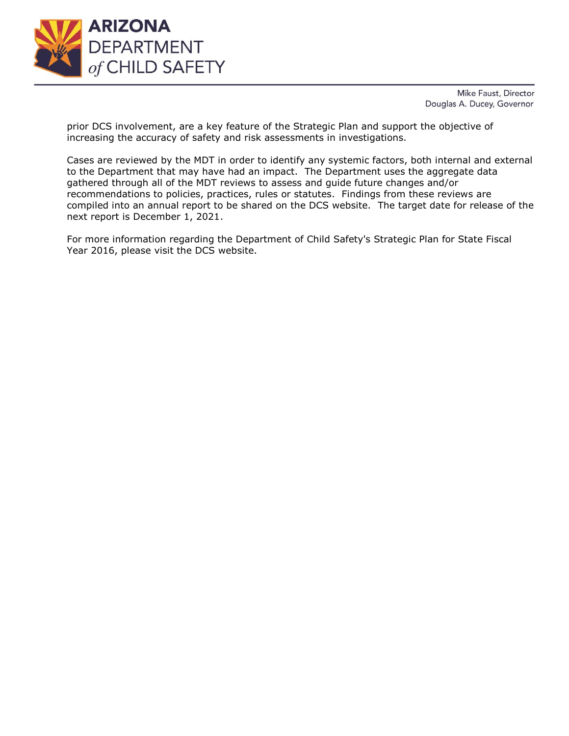prior DCS involvement, are a key feature of the Strategic Plan and support the objective of increasing the accuracy of safety and risk assessments in investigations.

Cases are reviewed by the MDT in order to identify any systemic factors, both internal and external to the Department that may have had an impact. The Department uses the aggregate data gathered through all of the MDT reviews to assess and guide future changes and/or recommendations to policies, practices, rules or statutes. Findings from these reviews are compiled into an annual report to be shared on the DCS website. The target date for release of the next report is December 1, 2021.

For more information regarding the Department of Child Safety's Strategic Plan for State Fiscal Year 2016, please visit the DCS website.